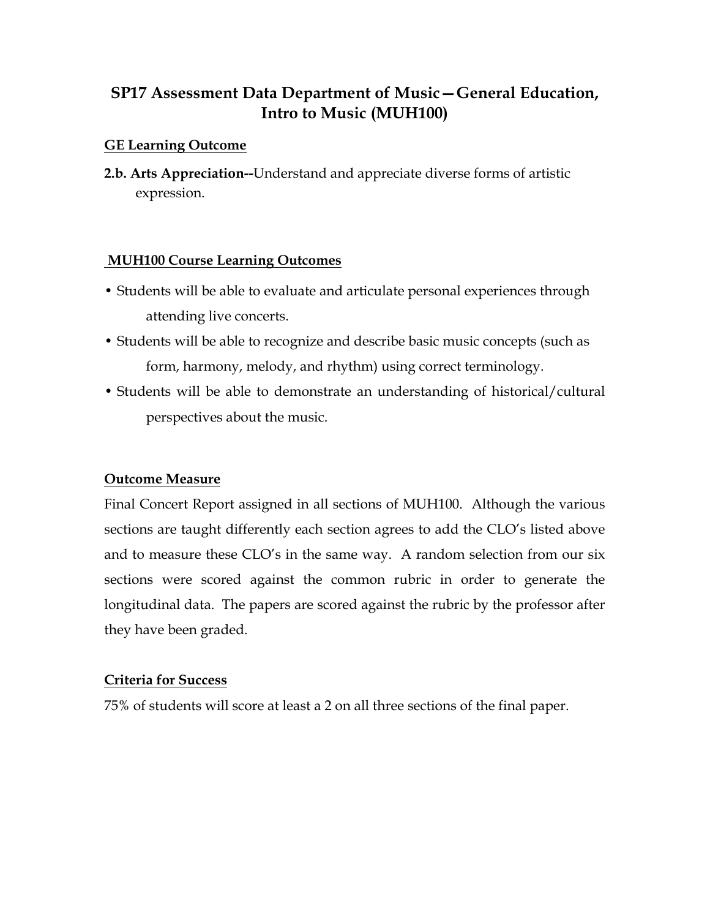# SP17 Assessment Data Department of Music—General Education, Intro to Music (MUH100)

## GE Learning Outcome

**2.b. Arts Appreciation--**Understand and appreciate diverse forms of artistic expression.

## MUH100 Course Learning Outcomes

- Students will be able to evaluate and articulate personal experiences through attending live concerts.
- Students will be able to recognize and describe basic music concepts (such as form, harmony, melody, and rhythm) using correct terminology.
- Students will be able to demonstrate an understanding of historical/cultural perspectives about the music.

## Outcome Measure

Final Concert Report assigned in all sections of MUH100. Although the various sections are taught differently each section agrees to add the CLO's listed above and to measure these CLO's in the same way. A random selection from our six sections were scored against the common rubric in order to generate the longitudinal data. The papers are scored against the rubric by the professor after they have been graded.

## Criteria for Success

75% of students will score at least a 2 on all three sections of the final paper.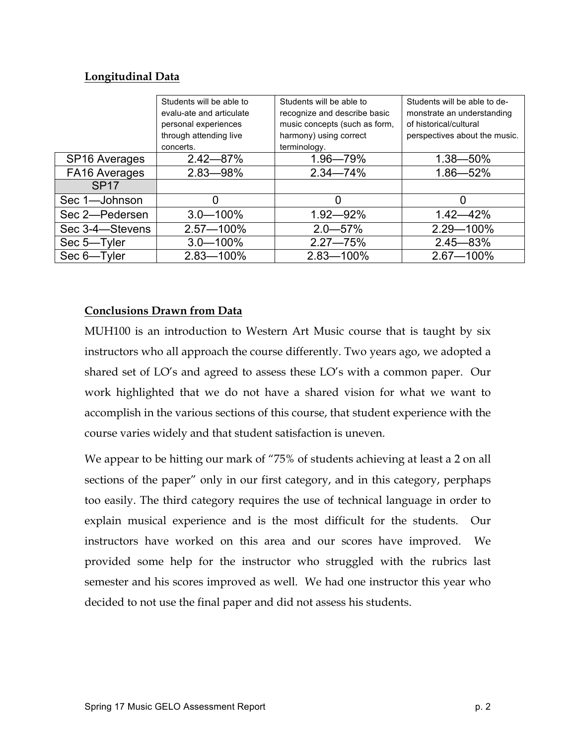## Longitudinal Data

| | Students will be able to evalu-ate and articulate personal experiences through attending live concerts. | Students will be able to recognize and describe basic music concepts (such as form, harmony) using correct terminology. | Students will be able to de-monstrate an understanding of historical/cultural perspectives about the music. |
|---|---|---|---|
| SP16 Averages | 2.42—87% | 1.96—79% | 1.38—50% |
| FA16 Averages | 2.83—98% | 2.34—74% | 1.86—52% |
| SP17 | | | |
| Sec 1—Johnson | 0 | 0 | 0 |
| Sec 2—Pedersen | 3.0—100% | 1.92—92% | 1.42—42% |
| Sec 3-4—Stevens | 2.57—100% | 2.0—57% | 2.29—100% |
| Sec 5—Tyler | 3.0—100% | 2.27—75% | 2.45—83% |
| Sec 6—Tyler | 2.83—100% | 2.83—100% | 2.67—100% |

## Conclusions Drawn from Data

MUH100 is an introduction to Western Art Music course that is taught by six instructors who all approach the course differently. Two years ago, we adopted a shared set of LO's and agreed to assess these LO's with a common paper. Our work highlighted that we do not have a shared vision for what we want to accomplish in the various sections of this course, that student experience with the course varies widely and that student satisfaction is uneven.

We appear to be hitting our mark of "75% of students achieving at least a 2 on all sections of the paper" only in our first category, and in this category, perphaps too easily. The third category requires the use of technical language in order to explain musical experience and is the most difficult for the students. Our instructors have worked on this area and our scores have improved. We provided some help for the instructor who struggled with the rubrics last semester and his scores improved as well. We had one instructor this year who decided to not use the final paper and did not assess his students.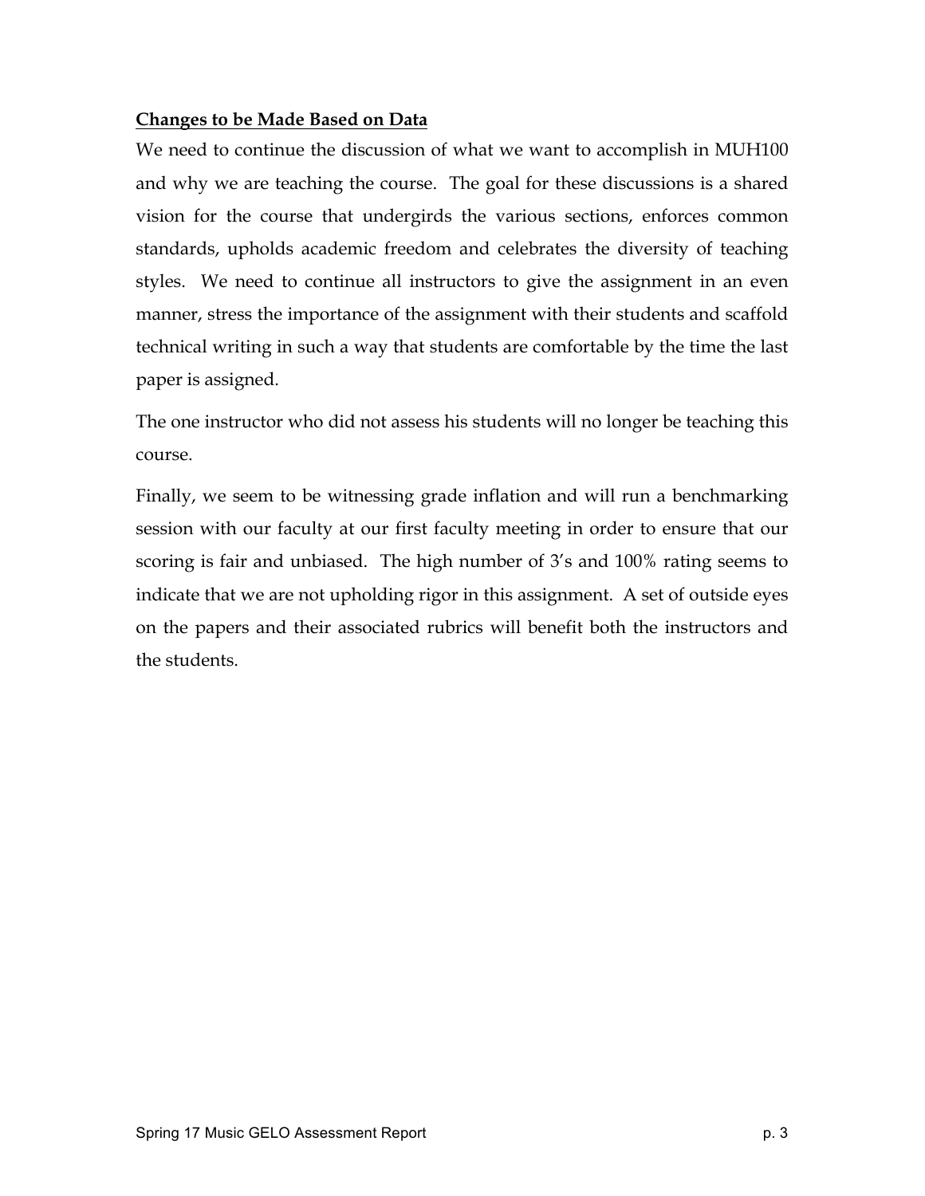**Changes to be Made Based on Data**

We need to continue the discussion of what we want to accomplish in MUH100 and why we are teaching the course. The goal for these discussions is a shared vision for the course that undergirds the various sections, enforces common standards, upholds academic freedom and celebrates the diversity of teaching styles. We need to continue all instructors to give the assignment in an even manner, stress the importance of the assignment with their students and scaffold technical writing in such a way that students are comfortable by the time the last paper is assigned.

The one instructor who did not assess his students will no longer be teaching this course.

Finally, we seem to be witnessing grade inflation and will run a benchmarking session with our faculty at our first faculty meeting in order to ensure that our scoring is fair and unbiased. The high number of 3's and 100% rating seems to indicate that we are not upholding rigor in this assignment. A set of outside eyes on the papers and their associated rubrics will benefit both the instructors and the students.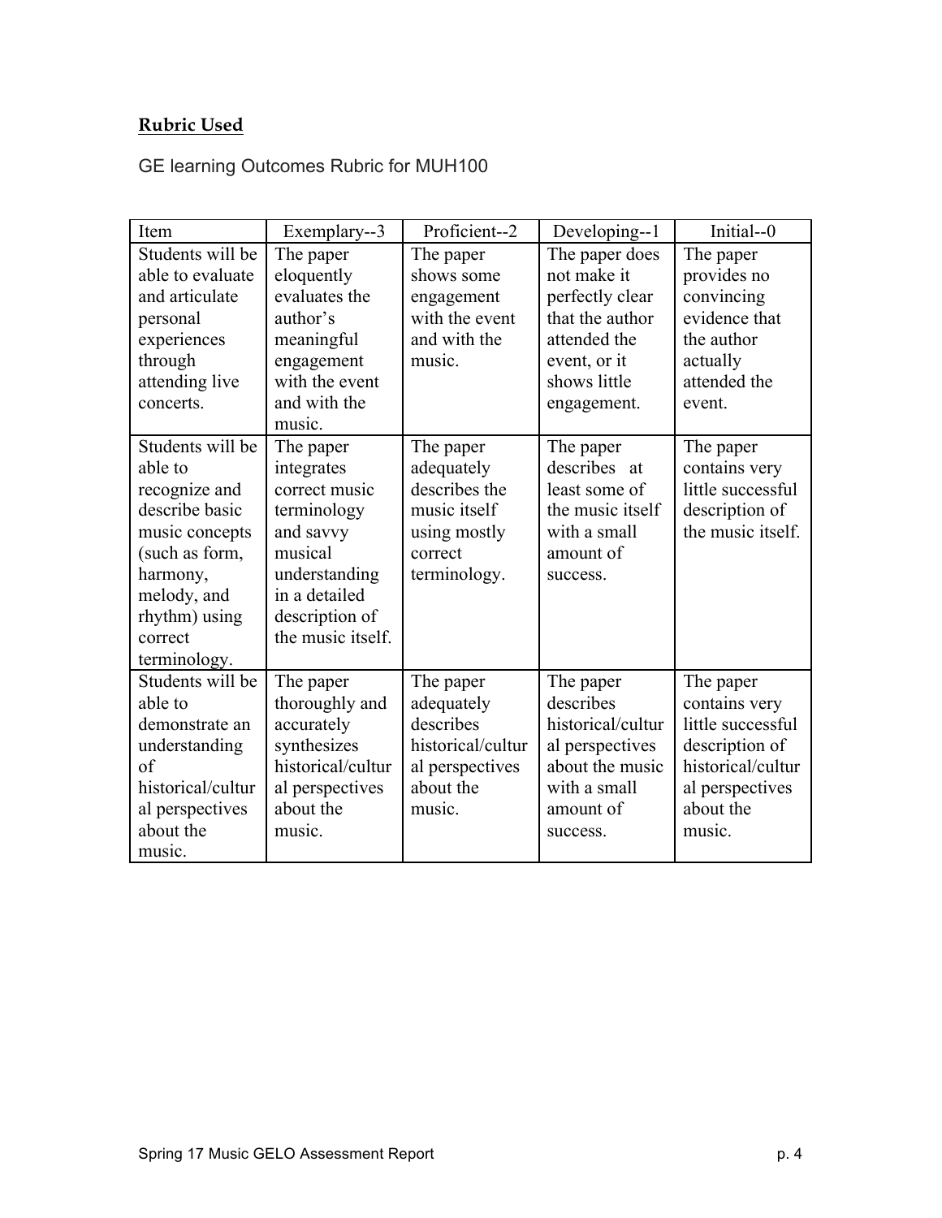**Rubric Used**

GE learning Outcomes Rubric for MUH100

| Item | Exemplary--3 | Proficient--2 | Developing--1 | Initial--0 |
| --- | --- | --- | --- | --- |
| Students will be able to evaluate and articulate personal experiences through attending live concerts. | The paper eloquently evaluates the author's meaningful engagement with the event and with the music. | The paper shows some engagement with the event and with the music. | The paper does not make it perfectly clear that the author attended the event, or it shows little engagement. | The paper provides no convincing evidence that the author actually attended the event. |
| Students will be able to recognize and describe basic music concepts (such as form, harmony, melody, and rhythm) using correct terminology. | The paper integrates correct music terminology and savvy musical understanding in a detailed description of the music itself. | The paper adequately describes the music itself using mostly correct terminology. | The paper describes at least some of the music itself with a small amount of success. | The paper contains very little successful description of the music itself. |
| Students will be able to demonstrate an understanding of historical/cultural perspectives about the music. | The paper thoroughly and accurately synthesizes historical/cultural perspectives about the music. | The paper adequately describes historical/cultural perspectives about the music. | The paper describes historical/cultural perspectives about the music with a small amount of success. | The paper contains very little successful description of historical/cultural perspectives about the music. |